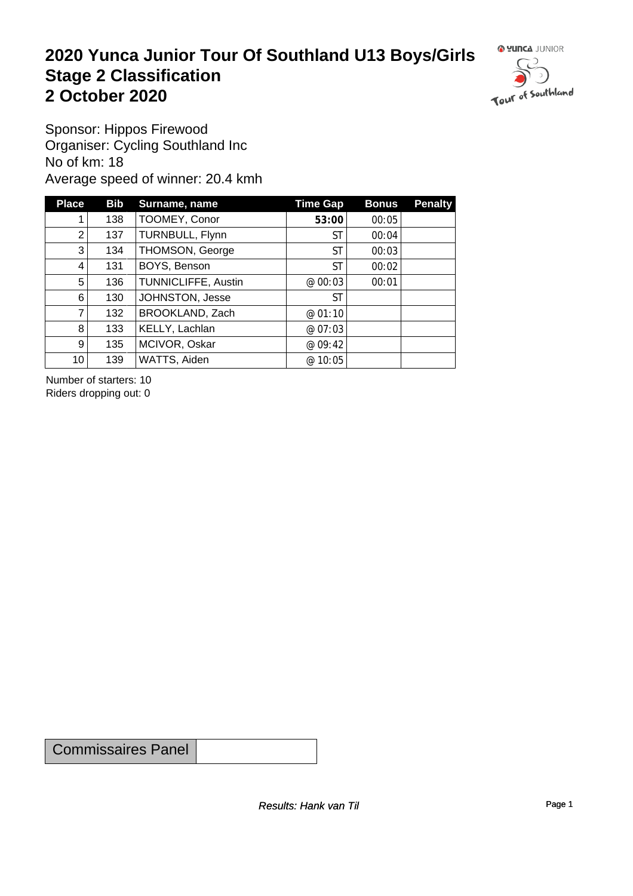# 2020 Yunca Junior Tour Of Southland U13 Boys/Girls
# Stage 2 Classification
# 2 October 2020

Sponsor: Hippos Firewood
Organiser: Cycling Southland Inc
No of km: 18
Average speed of winner: 20.4 kmh

| Place | Bib | Surname, name | Time Gap | Bonus | Penalty |
|---|---|---|---|---|---|
| 1 | 138 | TOOMEY, Conor | **53:00** | 00:05 | |
| 2 | 137 | TURNBULL, Flynn | ST | 00:04 | |
| 3 | 134 | THOMSON, George | ST | 00:03 | |
| 4 | 131 | BOYS, Benson | ST | 00:02 | |
| 5 | 136 | TUNNICLIFFE, Austin | @ 00:03 | 00:01 | |
| 6 | 130 | JOHNSTON, Jesse | ST | | |
| 7 | 132 | BROOKLAND, Zach | @ 01:10 | | |
| 8 | 133 | KELLY, Lachlan | @ 07:03 | | |
| 9 | 135 | MCIVOR, Oskar | @ 09:42 | | |
| 10 | 139 | WATTS, Aiden | @ 10:05 | | |

Number of starters: 10
Riders dropping out: 0

| Commissaires Panel | |
|---|---|

*Results: Hank van Til*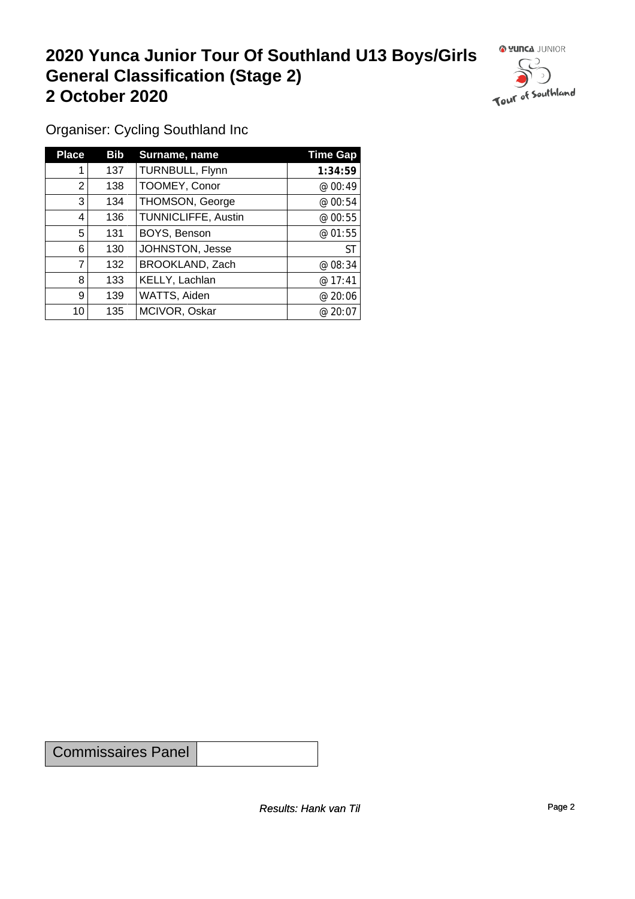# 2020 Yunca Junior Tour Of Southland U13 Boys/Girls General Classification (Stage 2) 2 October 2020

Organiser: Cycling Southland Inc

| Place | Bib | Surname, name | Time Gap |
|---|---|---|---|
| 1 | 137 | TURNBULL, Flynn | **1:34:59** |
| 2 | 138 | TOOMEY, Conor | @ 00:49 |
| 3 | 134 | THOMSON, George | @ 00:54 |
| 4 | 136 | TUNNICLIFFE, Austin | @ 00:55 |
| 5 | 131 | BOYS, Benson | @ 01:55 |
| 6 | 130 | JOHNSTON, Jesse | ST |
| 7 | 132 | BROOKLAND, Zach | @ 08:34 |
| 8 | 133 | KELLY, Lachlan | @ 17:41 |
| 9 | 139 | WATTS, Aiden | @ 20:06 |
| 10 | 135 | MCIVOR, Oskar | @ 20:07 |

| Commissaires Panel | |
|---|---|

*Results: Hank van Til*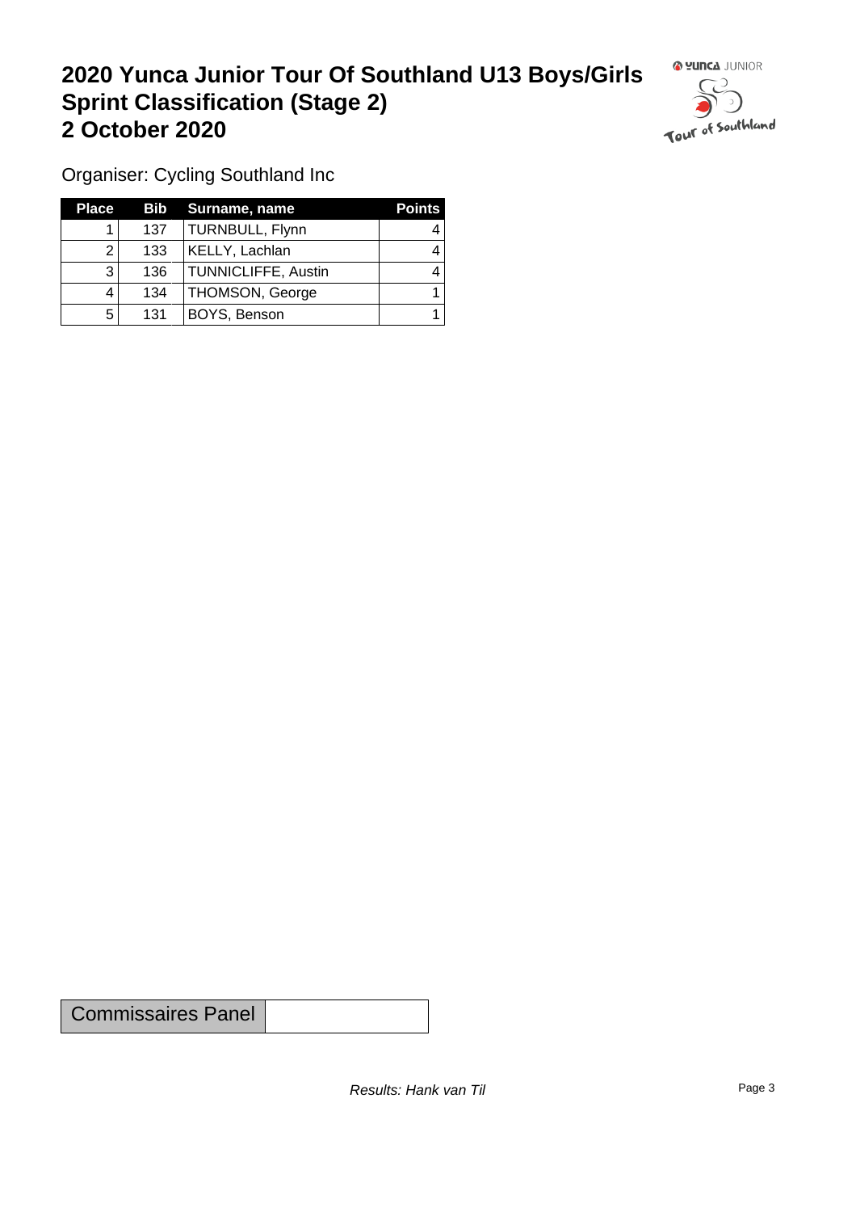# 2020 Yunca Junior Tour Of Southland U13 Boys/Girls Sprint Classification (Stage 2) 2 October 2020

Organiser: Cycling Southland Inc

| Place | Bib | Surname, name | Points |
|---|---|---|---|
| 1 | 137 | TURNBULL, Flynn | 4 |
| 2 | 133 | KELLY, Lachlan | 4 |
| 3 | 136 | TUNNICLIFFE, Austin | 4 |
| 4 | 134 | THOMSON, George | 1 |
| 5 | 131 | BOYS, Benson | 1 |

| Commissaires Panel | |
|---|---|

*Results: Hank van Til*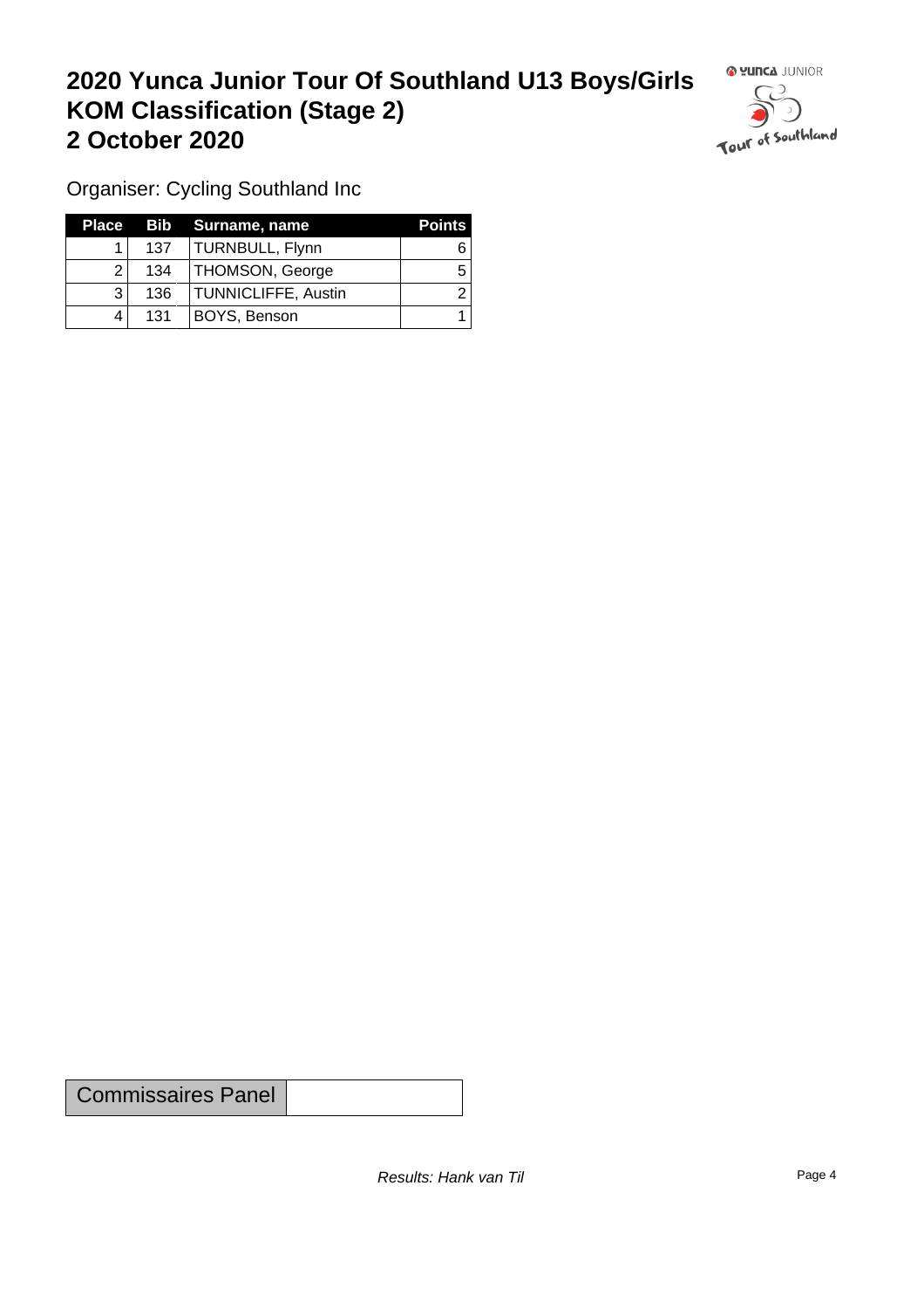# 2020 Yunca Junior Tour Of Southland U13 Boys/Girls
# KOM Classification (Stage 2)
# 2 October 2020

Organiser: Cycling Southland Inc

| Place | Bib | Surname, name | Points |
|---|---|---|---|
| 1 | 137 | TURNBULL, Flynn | 6 |
| 2 | 134 | THOMSON, George | 5 |
| 3 | 136 | TUNNICLIFFE, Austin | 2 |
| 4 | 131 | BOYS, Benson | 1 |

| Commissaires Panel | |
|---|---|

*Results: Hank van Til*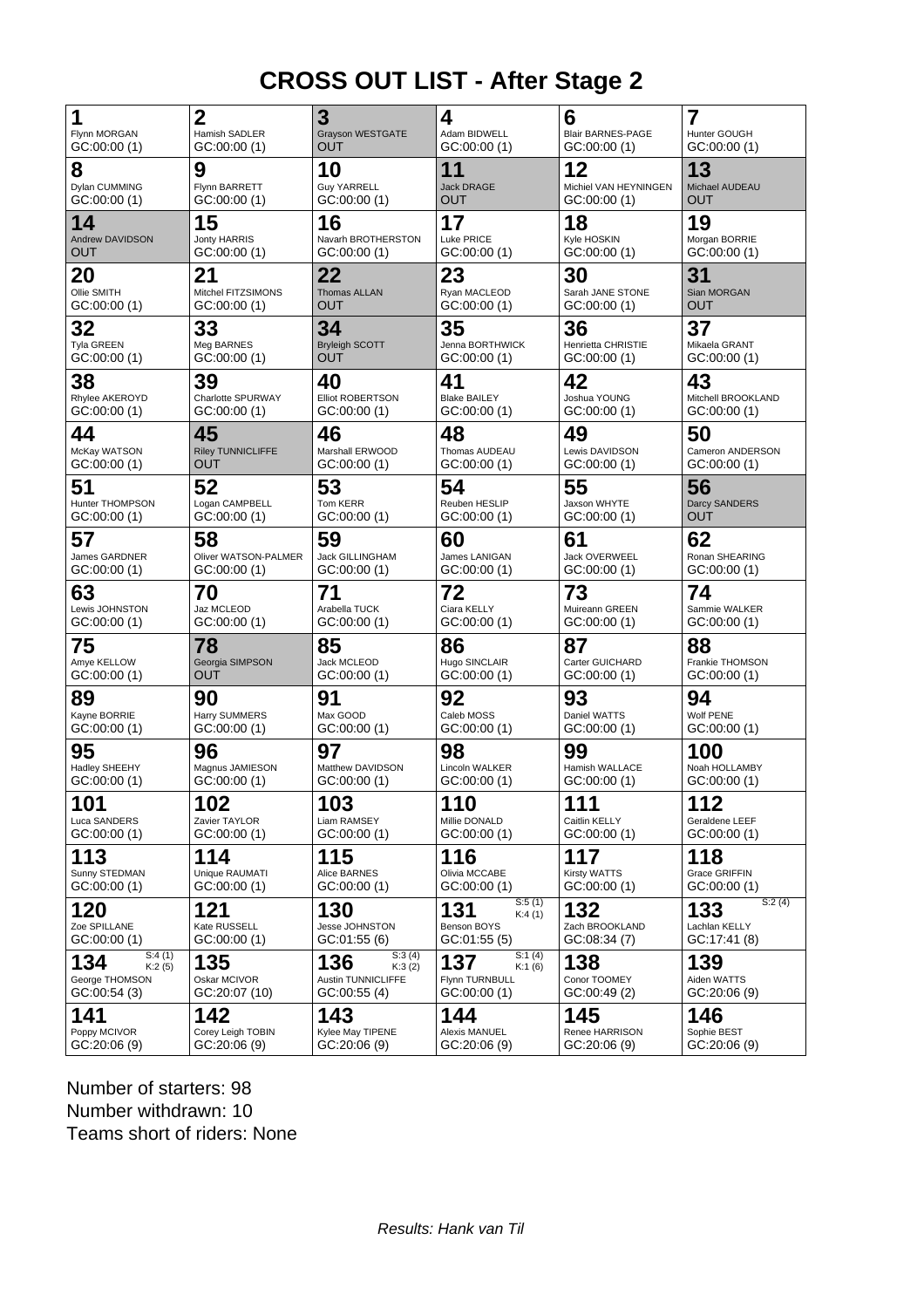# CROSS OUT LIST - After Stage 2

| | | | | | |
|---|---|---|---|---|---|
| **1** Flynn MORGAN GC:00:00 (1) | **2** Hamish SADLER GC:00:00 (1) | **3** Grayson WESTGATE OUT | **4** Adam BIDWELL GC:00:00 (1) | **6** Blair BARNES-PAGE GC:00:00 (1) | **7** Hunter GOUGH GC:00:00 (1) |
| **8** Dylan CUMMING GC:00:00 (1) | **9** Flynn BARRETT GC:00:00 (1) | **10** Guy YARRELL GC:00:00 (1) | **11** Jack DRAGE OUT | **12** Michiel VAN HEYNINGEN GC:00:00 (1) | **13** Michael AUDEAU OUT |
| **14** Andrew DAVIDSON OUT | **15** Jonty HARRIS GC:00:00 (1) | **16** Navarh BROTHERSTON GC:00:00 (1) | **17** Luke PRICE GC:00:00 (1) | **18** Kyle HOSKIN GC:00:00 (1) | **19** Morgan BORRIE GC:00:00 (1) |
| **20** Ollie SMITH GC:00:00 (1) | **21** Mitchel FITZSIMONS GC:00:00 (1) | **22** Thomas ALLAN OUT | **23** Ryan MACLEOD GC:00:00 (1) | **30** Sarah JANE STONE GC:00:00 (1) | **31** Sian MORGAN OUT |
| **32** Tyla GREEN GC:00:00 (1) | **33** Meg BARNES GC:00:00 (1) | **34** Bryleigh SCOTT OUT | **35** Jenna BORTHWICK GC:00:00 (1) | **36** Henrietta CHRISTIE GC:00:00 (1) | **37** Mikaela GRANT GC:00:00 (1) |
| **38** Rhylee AKEROYD GC:00:00 (1) | **39** Charlotte SPURWAY GC:00:00 (1) | **40** Elliot ROBERTSON GC:00:00 (1) | **41** Blake BAILEY GC:00:00 (1) | **42** Joshua YOUNG GC:00:00 (1) | **43** Mitchell BROOKLAND GC:00:00 (1) |
| **44** McKay WATSON GC:00:00 (1) | **45** Riley TUNNICLIFFE OUT | **46** Marshall ERWOOD GC:00:00 (1) | **48** Thomas AUDEAU GC:00:00 (1) | **49** Lewis DAVIDSON GC:00:00 (1) | **50** Cameron ANDERSON GC:00:00 (1) |
| **51** Hunter THOMPSON GC:00:00 (1) | **52** Logan CAMPBELL GC:00:00 (1) | **53** Tom KERR GC:00:00 (1) | **54** Reuben HESLIP GC:00:00 (1) | **55** Jaxson WHYTE GC:00:00 (1) | **56** Darcy SANDERS OUT |
| **57** James GARDNER GC:00:00 (1) | **58** Oliver WATSON-PALMER GC:00:00 (1) | **59** Jack GILLINGHAM GC:00:00 (1) | **60** James LANIGAN GC:00:00 (1) | **61** Jack OVERWEEL GC:00:00 (1) | **62** Ronan SHEARING GC:00:00 (1) |
| **63** Lewis JOHNSTON GC:00:00 (1) | **70** Jaz MCLEOD GC:00:00 (1) | **71** Arabella TUCK GC:00:00 (1) | **72** Ciara KELLY GC:00:00 (1) | **73** Muireann GREEN GC:00:00 (1) | **74** Sammie WALKER GC:00:00 (1) |
| **75** Amye KELLOW GC:00:00 (1) | **78** Georgia SIMPSON OUT | **85** Jack MCLEOD GC:00:00 (1) | **86** Hugo SINCLAIR GC:00:00 (1) | **87** Carter GUICHARD GC:00:00 (1) | **88** Frankie THOMSON GC:00:00 (1) |
| **89** Kayne BORRIE GC:00:00 (1) | **90** Harry SUMMERS GC:00:00 (1) | **91** Max GOOD GC:00:00 (1) | **92** Caleb MOSS GC:00:00 (1) | **93** Daniel WATTS GC:00:00 (1) | **94** Wolf PENE GC:00:00 (1) |
| **95** Hadley SHEEHY GC:00:00 (1) | **96** Magnus JAMIESON GC:00:00 (1) | **97** Matthew DAVIDSON GC:00:00 (1) | **98** Lincoln WALKER GC:00:00 (1) | **99** Hamish WALLACE GC:00:00 (1) | **100** Noah HOLLAMBY GC:00:00 (1) |
| **101** Luca SANDERS GC:00:00 (1) | **102** Zavier TAYLOR GC:00:00 (1) | **103** Liam RAMSEY GC:00:00 (1) | **110** Millie DONALD GC:00:00 (1) | **111** Caitlin KELLY GC:00:00 (1) | **112** Geraldene LEEF GC:00:00 (1) |
| **113** Sunny STEDMAN GC:00:00 (1) | **114** Unique RAUMATI GC:00:00 (1) | **115** Alice BARNES GC:00:00 (1) | **116** Olivia MCCABE GC:00:00 (1) | **117** Kirsty WATTS GC:00:00 (1) | **118** Grace GRIFFIN GC:00:00 (1) |
| **120** Zoe SPILLANE GC:00:00 (1) | **121** Kate RUSSELL GC:00:00 (1) | **130** Jesse JOHNSTON GC:01:55 (6) | **131** S:5 (1) K:4 (1) Benson BOYS GC:01:55 (5) | **132** Zach BROOKLAND GC:08:34 (7) | **133** S:2 (4) Lachlan KELLY GC:17:41 (8) |
| **134** S:4 (1) K:2 (5) George THOMSON GC:00:54 (3) | **135** Oskar MCIVOR GC:20:07 (10) | **136** S:3 (4) K:3 (2) Austin TUNNICLIFFE GC:00:55 (4) | **137** S:1 (4) K:1 (6) Flynn TURNBULL GC:00:00 (1) | **138** Conor TOOMEY GC:00:49 (2) | **139** Aiden WATTS GC:20:06 (9) |
| **141** Poppy MCIVOR GC:20:06 (9) | **142** Corey Leigh TOBIN GC:20:06 (9) | **143** Kylee May TIPENE GC:20:06 (9) | **144** Alexis MANUEL GC:20:06 (9) | **145** Renee HARRISON GC:20:06 (9) | **146** Sophie BEST GC:20:06 (9) |

Number of starters: 98
Number withdrawn: 10
Teams short of riders: None

*Results: Hank van Til*